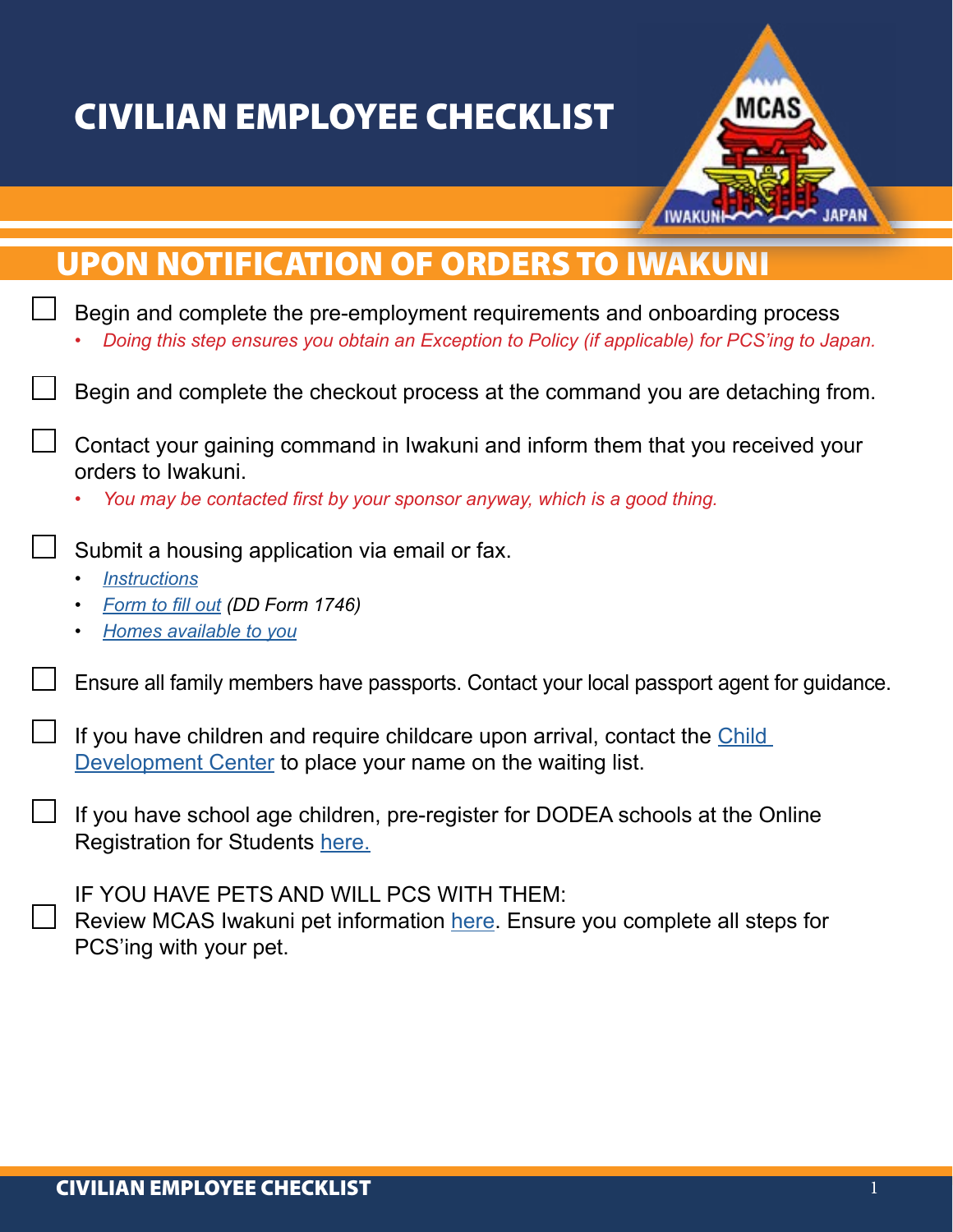# CIVILIAN EMPLOYEE CHECKLIST

## UPON NOTIFICATION OF ORDERS TO IWAKUNI

- [ ] Begin and complete the pre-employment requirements and onboarding process
  - *Doing this step ensures you obtain an Exception to Policy (if applicable) for PCS'ing to Japan.*

- [ ] Begin and complete the checkout process at the command you are detaching from.

- [ ] Contact your gaining command in Iwakuni and inform them that you received your orders to Iwakuni.
  - *You may be contacted first by your sponsor anyway, which is a good thing.*

- [ ] Submit a housing application via email or fax.
  - *Instructions*
  - *Form to fill out (DD Form 1746)*
  - *Homes available to you*

- [ ] Ensure all family members have passports. Contact your local passport agent for guidance.

- [ ] If you have children and require childcare upon arrival, contact the Child Development Center to place your name on the waiting list.

- [ ] If you have school age children, pre-register for DODEA schools at the Online Registration for Students here.

- [ ] IF YOU HAVE PETS AND WILL PCS WITH THEM:
  Review MCAS Iwakuni pet information here. Ensure you complete all steps for PCS'ing with your pet.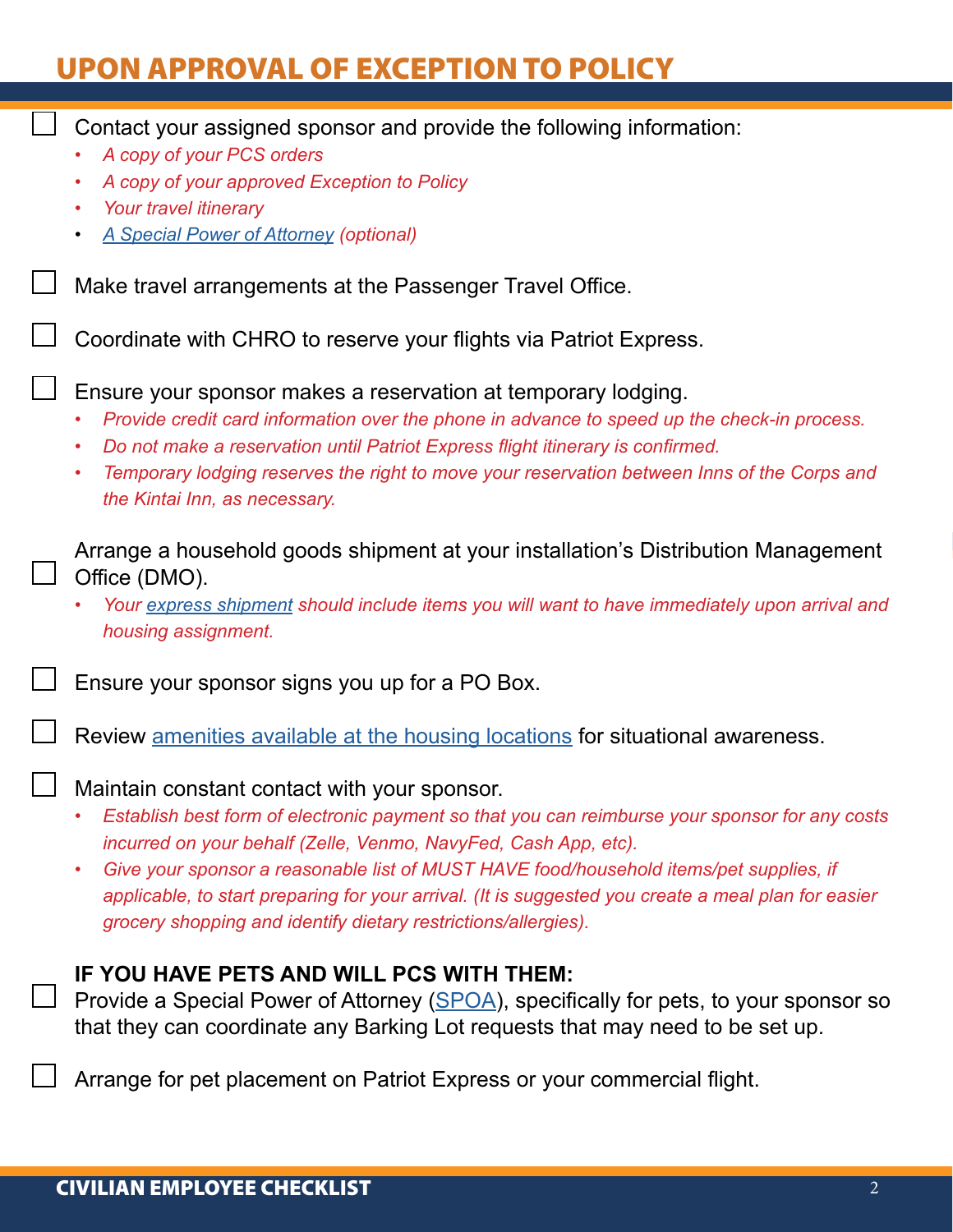## UPON APPROVAL OF EXCEPTION TO POLICY

- [ ] Contact your assigned sponsor and provide the following information:
  - *A copy of your PCS orders*
  - *A copy of your approved Exception to Policy*
  - *Your travel itinerary*
  - *A Special Power of Attorney (optional)*

- [ ] Make travel arrangements at the Passenger Travel Office.

- [ ] Coordinate with CHRO to reserve your flights via Patriot Express.

- [ ] Ensure your sponsor makes a reservation at temporary lodging.
  - *Provide credit card information over the phone in advance to speed up the check-in process.*
  - *Do not make a reservation until Patriot Express flight itinerary is confirmed.*
  - *Temporary lodging reserves the right to move your reservation between Inns of the Corps and the Kintai Inn, as necessary.*

- [ ] Arrange a household goods shipment at your installation's Distribution Management Office (DMO).
  - *Your express shipment should include items you will want to have immediately upon arrival and housing assignment.*

- [ ] Ensure your sponsor signs you up for a PO Box.

- [ ] Review amenities available at the housing locations for situational awareness.

- [ ] Maintain constant contact with your sponsor.
  - *Establish best form of electronic payment so that you can reimburse your sponsor for any costs incurred on your behalf (Zelle, Venmo, NavyFed, Cash App, etc).*
  - *Give your sponsor a reasonable list of MUST HAVE food/household items/pet supplies, if applicable, to start preparing for your arrival. (It is suggested you create a meal plan for easier grocery shopping and identify dietary restrictions/allergies).*

**IF YOU HAVE PETS AND WILL PCS WITH THEM:**

- [ ] Provide a Special Power of Attorney (SPOA), specifically for pets, to your sponsor so that they can coordinate any Barking Lot requests that may need to be set up.

- [ ] Arrange for pet placement on Patriot Express or your commercial flight.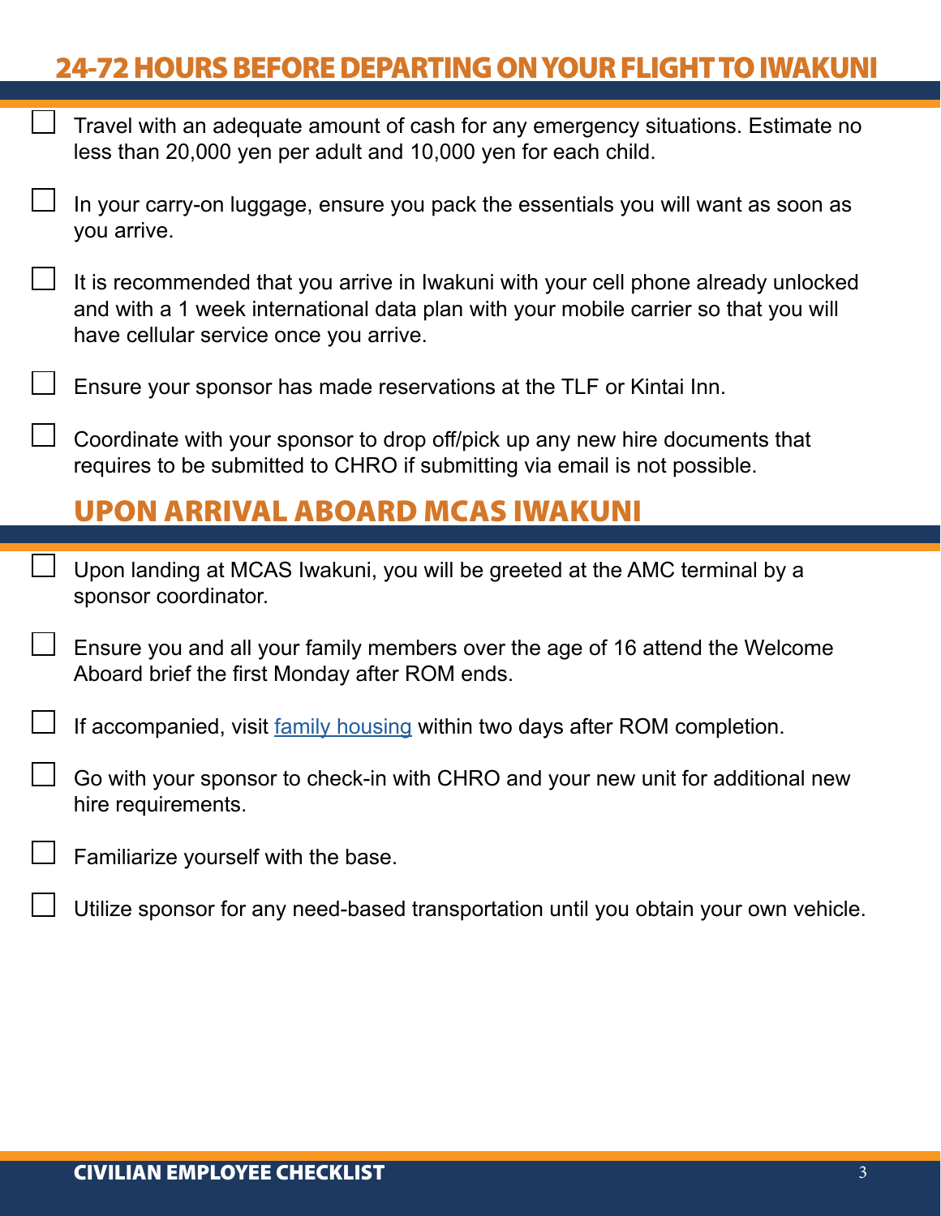## 24-72 HOURS BEFORE DEPARTING ON YOUR FLIGHT TO IWAKUNI

- [ ] Travel with an adequate amount of cash for any emergency situations. Estimate no less than 20,000 yen per adult and 10,000 yen for each child.
- [ ] In your carry-on luggage, ensure you pack the essentials you will want as soon as you arrive.
- [ ] It is recommended that you arrive in Iwakuni with your cell phone already unlocked and with a 1 week international data plan with your mobile carrier so that you will have cellular service once you arrive.
- [ ] Ensure your sponsor has made reservations at the TLF or Kintai Inn.
- [ ] Coordinate with your sponsor to drop off/pick up any new hire documents that requires to be submitted to CHRO if submitting via email is not possible.

## UPON ARRIVAL ABOARD MCAS IWAKUNI

- [ ] Upon landing at MCAS Iwakuni, you will be greeted at the AMC terminal by a sponsor coordinator.
- [ ] Ensure you and all your family members over the age of 16 attend the Welcome Aboard brief the first Monday after ROM ends.
- [ ] If accompanied, visit family housing within two days after ROM completion.
- [ ] Go with your sponsor to check-in with CHRO and your new unit for additional new hire requirements.
- [ ] Familiarize yourself with the base.
- [ ] Utilize sponsor for any need-based transportation until you obtain your own vehicle.